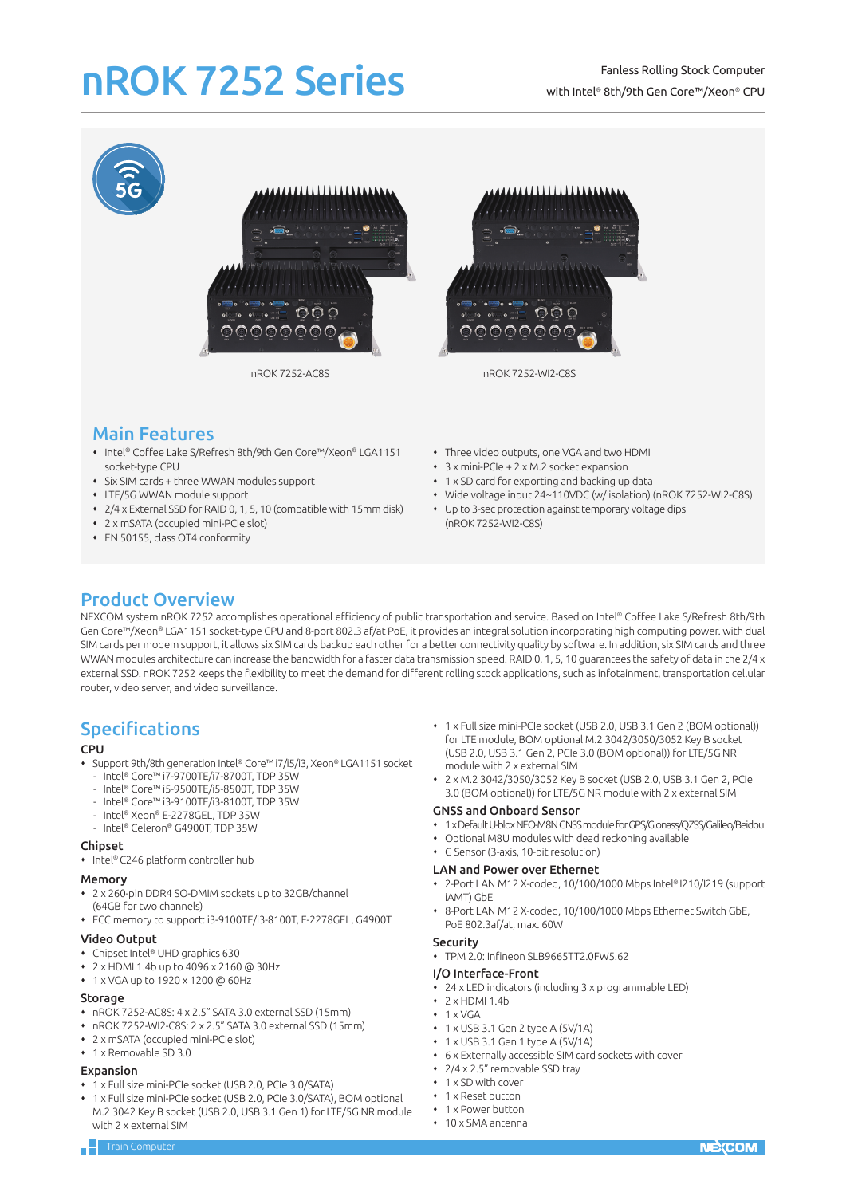# nROK 7252 Series

Fanless Rolling Stock Computer
with Intel® 8th/9th Gen Core™/Xeon® CPU

nROK 7252-AC8S

nROK 7252-WI2-C8S

## Main Features

- Intel® Coffee Lake S/Refresh 8th/9th Gen Core™/Xeon® LGA1151 socket-type CPU
- Six SIM cards + three WWAN modules support
- LTE/5G WWAN module support
- 2/4 x External SSD for RAID 0, 1, 5, 10 (compatible with 15mm disk)
- 2 x mSATA (occupied mini-PCIe slot)
- EN 50155, class OT4 conformity
- Three video outputs, one VGA and two HDMI
- 3 x mini-PCIe + 2 x M.2 socket expansion
- 1 x SD card for exporting and backing up data
- Wide voltage input 24~110VDC (w/ isolation) (nROK 7252-WI2-C8S)
- Up to 3-sec protection against temporary voltage dips (nROK 7252-WI2-C8S)

## Product Overview

NEXCOM system nROK 7252 accomplishes operational efficiency of public transportation and service. Based on Intel® Coffee Lake S/Refresh 8th/9th Gen Core™/Xeon® LGA1151 socket-type CPU and 8-port 802.3 af/at PoE, it provides an integral solution incorporating high computing power. with dual SIM cards per modem support, it allows six SIM cards backup each other for a better connectivity quality by software. In addition, six SIM cards and three WWAN modules architecture can increase the bandwidth for a faster data transmission speed. RAID 0, 1, 5, 10 guarantees the safety of data in the 2/4 x external SSD. nROK 7252 keeps the flexibility to meet the demand for different rolling stock applications, such as infotainment, transportation cellular router, video server, and video surveillance.

## Specifications

### CPU
- Support 9th/8th generation Intel® Core™ i7/i5/i3, Xeon® LGA1151 socket
  - Intel® Core™ i7-9700TE/i7-8700T, TDP 35W
  - Intel® Core™ i5-9500TE/i5-8500T, TDP 35W
  - Intel® Core™ i3-9100TE/i3-8100T, TDP 35W
  - Intel® Xeon® E-2278GEL, TDP 35W
  - Intel® Celeron® G4900T, TDP 35W

### Chipset
- Intel® C246 platform controller hub

### Memory
- 2 x 260-pin DDR4 SO-DIMM sockets up to 32GB/channel (64GB for two channels)
- ECC memory to support: i3-9100TE/i3-8100T, E-2278GEL, G4900T

### Video Output
- Chipset Intel® UHD graphics 630
- 2 x HDMI 1.4b up to 4096 x 2160 @ 30Hz
- 1 x VGA up to 1920 x 1200 @ 60Hz

### Storage
- nROK 7252-AC8S: 4 x 2.5" SATA 3.0 external SSD (15mm)
- nROK 7252-WI2-C8S: 2 x 2.5" SATA 3.0 external SSD (15mm)
- 2 x mSATA (occupied mini-PCIe slot)
- 1 x Removable SD 3.0

### Expansion
- 1 x Full size mini-PCIe socket (USB 2.0, PCIe 3.0/SATA)
- 1 x Full size mini-PCIe socket (USB 2.0, PCIe 3.0/SATA), BOM optional M.2 3042 Key B socket (USB 2.0, USB 3.1 Gen 1) for LTE/5G NR module with 2 x external SIM
- 1 x Full size mini-PCIe socket (USB 2.0, USB 3.1 Gen 2 (BOM optional)) for LTE module, BOM optional M.2 3042/3050/3052 Key B socket (USB 2.0, USB 3.1 Gen 2, PCIe 3.0 (BOM optional)) for LTE/5G NR module with 2 x external SIM
- 2 x M.2 3042/3050/3052 Key B socket (USB 2.0, USB 3.1 Gen 2, PCIe 3.0 (BOM optional)) for LTE/5G NR module with 2 x external SIM

### GNSS and Onboard Sensor
- 1 x Default U-blox NEO-M8N GNSS module for GPS/Glonass/QZSS/Galileo/Beidou
- Optional M8U modules with dead reckoning available
- G Sensor (3-axis, 10-bit resolution)

### LAN and Power over Ethernet
- 2-Port LAN M12 X-coded, 10/100/1000 Mbps Intel® I210/I219 (support iAMT) GbE
- 8-Port LAN M12 X-coded, 10/100/1000 Mbps Ethernet Switch GbE, PoE 802.3af/at, max. 60W

### Security
- TPM 2.0: Infineon SLB9665TT2.0FW5.62

### I/O Interface-Front
- 24 x LED indicators (including 3 x programmable LED)
- 2 x HDMI 1.4b
- 1 x VGA
- 1 x USB 3.1 Gen 2 type A (5V/1A)
- 1 x USB 3.1 Gen 1 type A (5V/1A)
- 6 x Externally accessible SIM card sockets with cover
- 2/4 x 2.5" removable SSD tray
- 1 x SD with cover
- 1 x Reset button
- 1 x Power button
- 10 x SMA antenna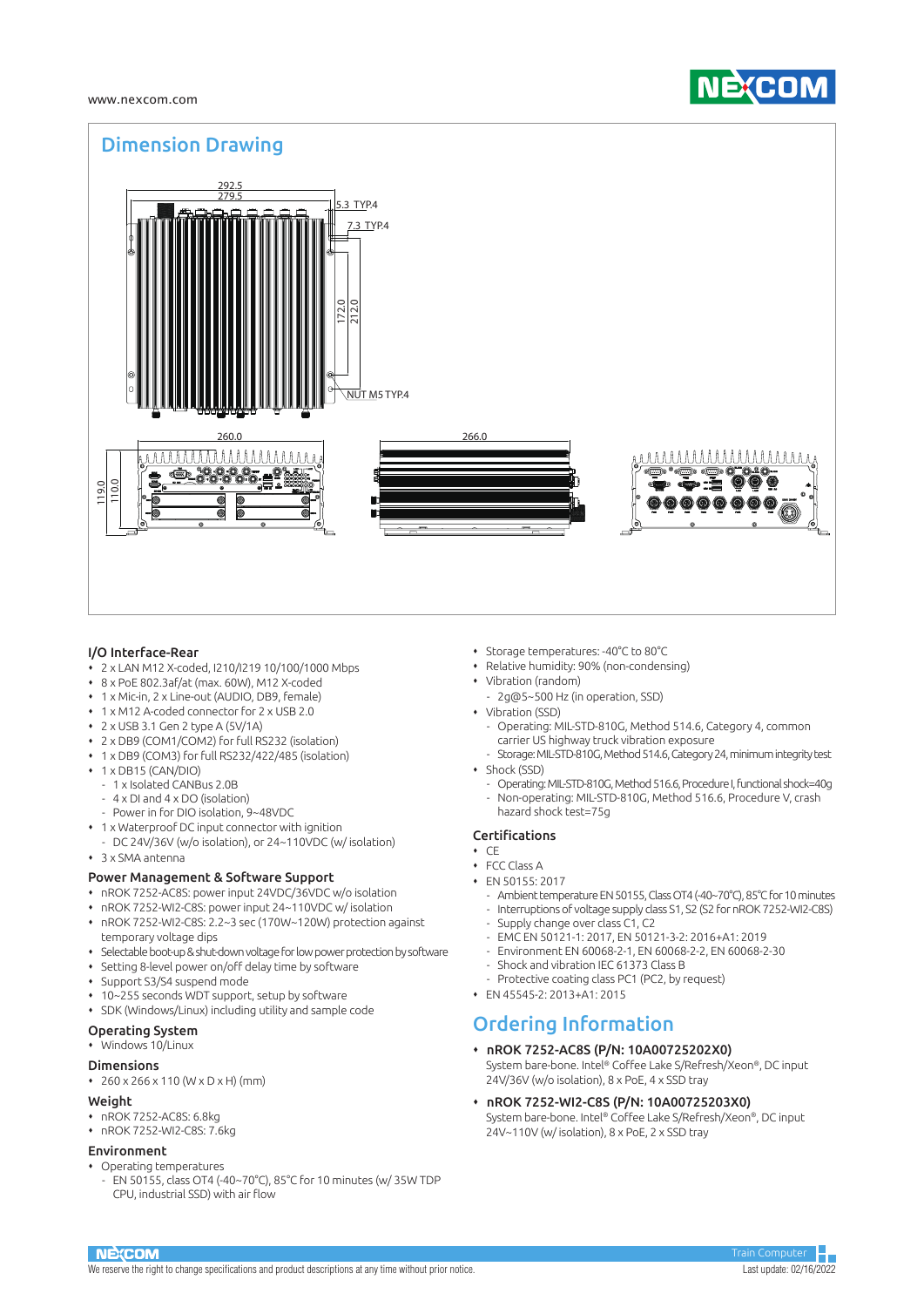## Dimension Drawing

292.5
279.5
5.3 TYP.4
7.3 TYP.4
172.0
212.0
NUT M5 TYP.4
260.0
266.0
119.0
110.0

### I/O Interface-Rear

- 2 x LAN M12 X-coded, I210/I219 10/100/1000 Mbps
- 8 x PoE 802.3af/at (max. 60W), M12 X-coded
- 1 x Mic-in, 2 x Line-out (AUDIO, DB9, female)
- 1 x M12 A-coded connector for 2 x USB 2.0
- 2 x USB 3.1 Gen 2 type A (5V/1A)
- 2 x DB9 (COM1/COM2) for full RS232 (isolation)
- 1 x DB9 (COM3) for full RS232/422/485 (isolation)
- 1 x DB15 (CAN/DIO)
  - 1 x Isolated CANBus 2.0B
  - 4 x DI and 4 x DO (isolation)
  - Power in for DIO isolation, 9~48VDC
- 1 x Waterproof DC input connector with ignition
  - DC 24V/36V (w/o isolation), or 24~110VDC (w/ isolation)
- 3 x SMA antenna

### Power Management & Software Support

- nROK 7252-AC8S: power input 24VDC/36VDC w/o isolation
- nROK 7252-WI2-C8S: power input 24~110VDC w/ isolation
- nROK 7252-WI2-C8S: 2.2~3 sec (170W~120W) protection against temporary voltage dips
- Selectable boot-up & shut-down voltage for low power protection by software
- Setting 8-level power on/off delay time by software
- Support S3/S4 suspend mode
- 10~255 seconds WDT support, setup by software
- SDK (Windows/Linux) including utility and sample code

### Operating System

- Windows 10/Linux

### Dimensions

- 260 x 266 x 110 (W x D x H) (mm)

### Weight

- nROK 7252-AC8S: 6.8kg
- nROK 7252-WI2-C8S: 7.6kg

### Environment

- Operating temperatures
  - EN 50155, class OT4 (-40~70°C), 85°C for 10 minutes (w/ 35W TDP CPU, industrial SSD) with air flow
- Storage temperatures: -40°C to 80°C
- Relative humidity: 90% (non-condensing)
- Vibration (random)
  - 2g@5~500 Hz (in operation, SSD)
- Vibration (SSD)
  - Operating: MIL-STD-810G, Method 514.6, Category 4, common carrier US highway truck vibration exposure
  - Storage: MIL-STD-810G, Method 514.6, Category 24, minimum integrity test
- Shock (SSD)
  - Operating: MIL-STD-810G, Method 516.6, Procedure I, functional shock=40g
  - Non-operating: MIL-STD-810G, Method 516.6, Procedure V, crash hazard shock test=75g

### Certifications

- CE
- FCC Class A
- EN 50155: 2017
  - Ambient temperature EN 50155, Class OT4 (-40~70°C), 85°C for 10 minutes
  - Interruptions of voltage supply class S1, S2 (S2 for nROK 7252-WI2-C8S)
  - Supply change over class C1, C2
  - EMC EN 50121-1: 2017, EN 50121-3-2: 2016+A1: 2019
  - Environment EN 60068-2-1, EN 60068-2-2, EN 60068-2-30
  - Shock and vibration IEC 61373 Class B
  - Protective coating class PC1 (PC2, by request)
- EN 45545-2: 2013+A1: 2015

## Ordering Information

- **nROK 7252-AC8S (P/N: 10A00725202X0)**
  System bare-bone. Intel® Coffee Lake S/Refresh/Xeon®, DC input 24V/36V (w/o isolation), 8 x PoE, 4 x SSD tray
- **nROK 7252-WI2-C8S (P/N: 10A00725203X0)**
  System bare-bone. Intel® Coffee Lake S/Refresh/Xeon®, DC input 24V~110V (w/ isolation), 8 x PoE, 2 x SSD tray

We reserve the right to change specifications and product descriptions at any time without prior notice.